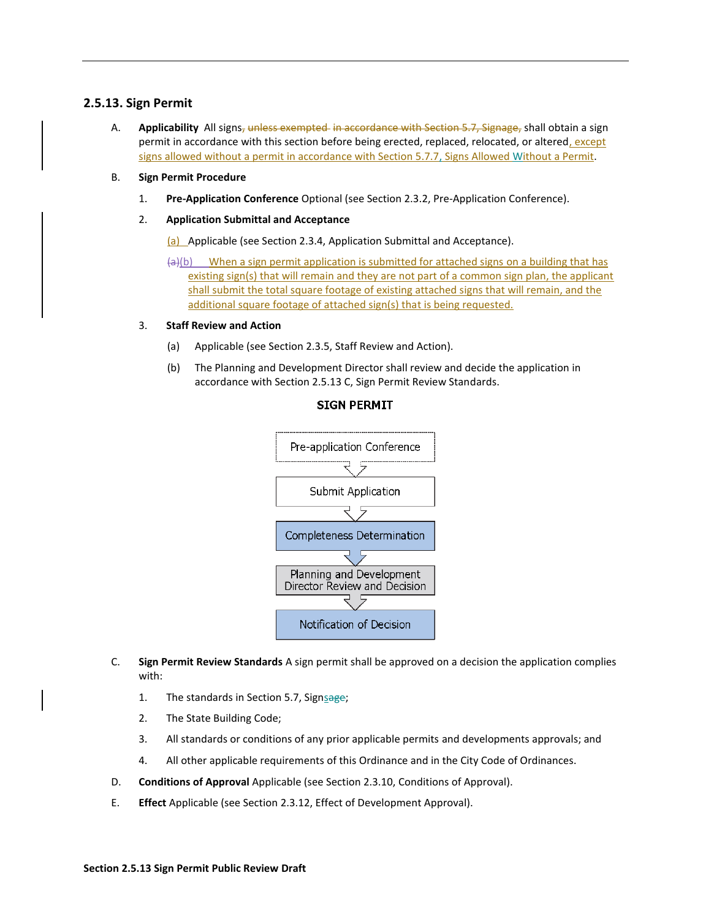## 2.5.13. Sign Permit

A. **Applicability** All signs~~, unless exempted in accordance with Section 5.7, Signage,~~ shall obtain a sign permit in accordance with this section before being erected, replaced, relocated, or altered, except signs allowed without a permit in accordance with Section 5.7.7, Signs Allowed Without a Permit.

B. **Sign Permit Procedure**

1. **Pre-Application Conference** Optional (see Section 2.3.2, Pre-Application Conference).

2. **Application Submittal and Acceptance**

    (a) Applicable (see Section 2.3.4, Application Submittal and Acceptance).

    ~~(a)~~(b) When a sign permit application is submitted for attached signs on a building that has existing sign(s) that will remain and they are not part of a common sign plan, the applicant shall submit the total square footage of existing attached signs that will remain, and the additional square footage of attached sign(s) that is being requested.

3. **Staff Review and Action**

    (a) Applicable (see Section 2.3.5, Staff Review and Action).

    (b) The Planning and Development Director shall review and decide the application in accordance with Section 2.5.13 C, Sign Permit Review Standards.

**SIGN PERMIT**

Pre-application Conference → Submit Application → Completeness Determination → Planning and Development Director Review and Decision → Notification of Decision

C. **Sign Permit Review Standards** A sign permit shall be approved on a decision the application complies with:

1. The standards in Section 5.7, Signs~~age~~;
2. The State Building Code;
3. All standards or conditions of any prior applicable permits and developments approvals; and
4. All other applicable requirements of this Ordinance and in the City Code of Ordinances.

D. **Conditions of Approval** Applicable (see Section 2.3.10, Conditions of Approval).

E. **Effect** Applicable (see Section 2.3.12, Effect of Development Approval).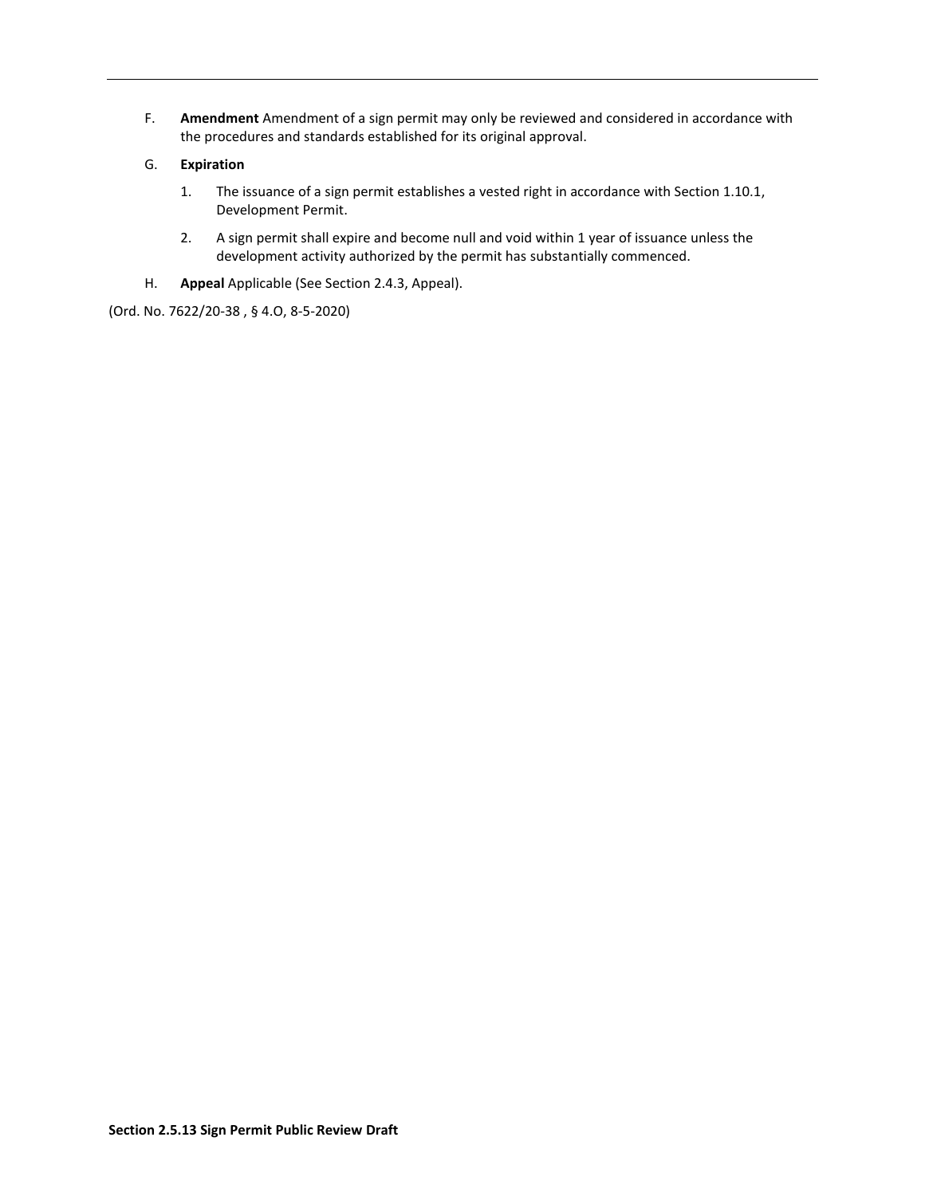F. **Amendment** Amendment of a sign permit may only be reviewed and considered in accordance with the procedures and standards established for its original approval.

G. **Expiration**

1. The issuance of a sign permit establishes a vested right in accordance with Section 1.10.1, Development Permit.

2. A sign permit shall expire and become null and void within 1 year of issuance unless the development activity authorized by the permit has substantially commenced.

H. **Appeal** Applicable (See Section 2.4.3, Appeal).

(Ord. No. 7622/20-38 , § 4.O, 8-5-2020)